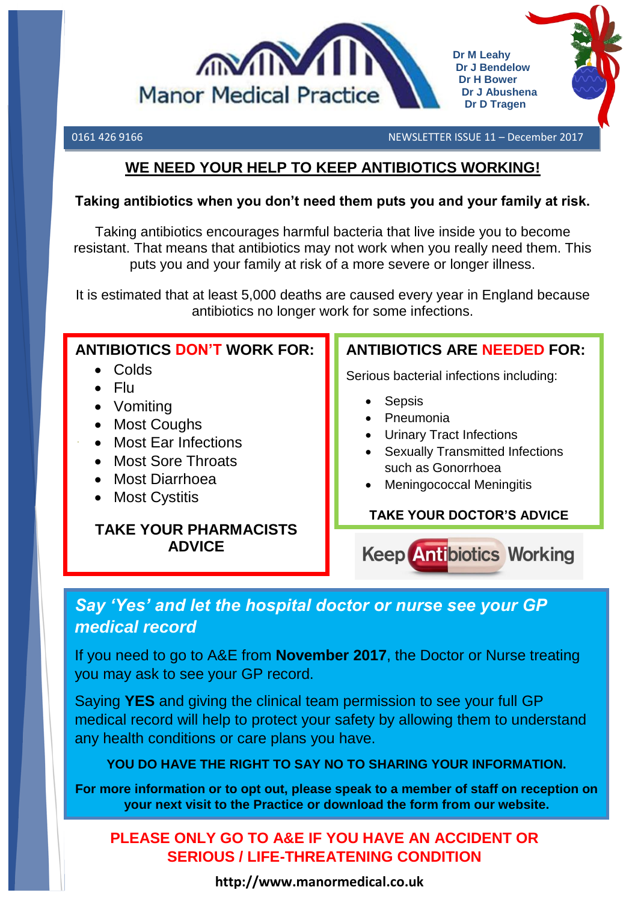# Manor Medical Practice

Dr M Leahy
Dr J Bendelow
Dr H Bower
Dr J Abushena
Dr D Tragen

0161 426 9166 NEWSLETTER ISSUE 11 – December 2017

## WE NEED YOUR HELP TO KEEP ANTIBIOTICS WORKING!

**Taking antibiotics when you don't need them puts you and your family at risk.**

Taking antibiotics encourages harmful bacteria that live inside you to become resistant. That means that antibiotics may not work when you really need them. This puts you and your family at risk of a more severe or longer illness.

It is estimated that at least 5,000 deaths are caused every year in England because antibiotics no longer work for some infections.

### ANTIBIOTICS DON'T WORK FOR:

- Colds
- Flu
- Vomiting
- Most Coughs
- Most Ear Infections
- Most Sore Throats
- Most Diarrhoea
- Most Cystitis

**TAKE YOUR PHARMACISTS ADVICE**

### ANTIBIOTICS ARE NEEDED FOR:

Serious bacterial infections including:

- Sepsis
- Pneumonia
- Urinary Tract Infections
- Sexually Transmitted Infections such as Gonorrhoea
- Meningococcal Meningitis

**TAKE YOUR DOCTOR'S ADVICE**

Keep Antibiotics Working

## *Say 'Yes' and let the hospital doctor or nurse see your GP medical record*

If you need to go to A&E from **November 2017**, the Doctor or Nurse treating you may ask to see your GP record.

Saying **YES** and giving the clinical team permission to see your full GP medical record will help to protect your safety by allowing them to understand any health conditions or care plans you have.

**YOU DO HAVE THE RIGHT TO SAY NO TO SHARING YOUR INFORMATION.**

**For more information or to opt out, please speak to a member of staff on reception on your next visit to the Practice or download the form from our website.**

**PLEASE ONLY GO TO A&E IF YOU HAVE AN ACCIDENT OR SERIOUS / LIFE-THREATENING CONDITION**

**http://www.manormedical.co.uk**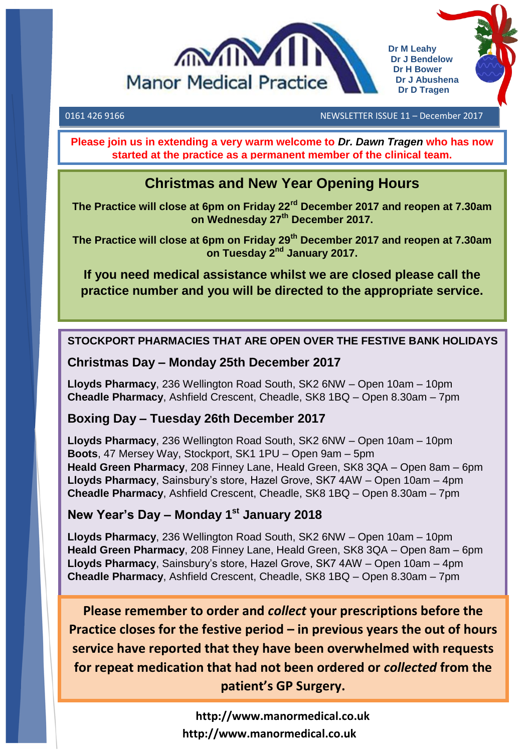# Manor Medical Practice

**Dr M Leahy**
**Dr J Bendelow**
**Dr H Bower**
**Dr J Abushena**
**Dr D Tragen**

0161 426 9166 NEWSLETTER ISSUE 11 – December 2017

**Please join us in extending a very warm welcome to *Dr. Dawn Tragen* who has now started at the practice as a permanent member of the clinical team.**

## Christmas and New Year Opening Hours

**The Practice will close at 6pm on Friday 22rd December 2017 and reopen at 7.30am on Wednesday 27th December 2017.**

**The Practice will close at 6pm on Friday 29th December 2017 and reopen at 7.30am on Tuesday 2nd January 2017.**

**If you need medical assistance whilst we are closed please call the practice number and you will be directed to the appropriate service.**

**STOCKPORT PHARMACIES THAT ARE OPEN OVER THE FESTIVE BANK HOLIDAYS**

### Christmas Day – Monday 25th December 2017

**Lloyds Pharmacy**, 236 Wellington Road South, SK2 6NW – Open 10am – 10pm
**Cheadle Pharmacy**, Ashfield Crescent, Cheadle, SK8 1BQ – Open 8.30am – 7pm

### Boxing Day – Tuesday 26th December 2017

**Lloyds Pharmacy**, 236 Wellington Road South, SK2 6NW – Open 10am – 10pm
**Boots**, 47 Mersey Way, Stockport, SK1 1PU – Open 9am – 5pm
**Heald Green Pharmacy**, 208 Finney Lane, Heald Green, SK8 3QA – Open 8am – 6pm
**Lloyds Pharmacy**, Sainsbury's store, Hazel Grove, SK7 4AW – Open 10am – 4pm
**Cheadle Pharmacy**, Ashfield Crescent, Cheadle, SK8 1BQ – Open 8.30am – 7pm

### New Year's Day – Monday 1st January 2018

**Lloyds Pharmacy**, 236 Wellington Road South, SK2 6NW – Open 10am – 10pm
**Heald Green Pharmacy**, 208 Finney Lane, Heald Green, SK8 3QA – Open 8am – 6pm
**Lloyds Pharmacy**, Sainsbury's store, Hazel Grove, SK7 4AW – Open 10am – 4pm
**Cheadle Pharmacy**, Ashfield Crescent, Cheadle, SK8 1BQ – Open 8.30am – 7pm

**Please remember to order and *collect* your prescriptions before the Practice closes for the festive period – in previous years the out of hours service have reported that they have been overwhelmed with requests for repeat medication that had not been ordered or *collected* from the patient's GP Surgery.**

**http://www.manormedical.co.uk**
**http://www.manormedical.co.uk**